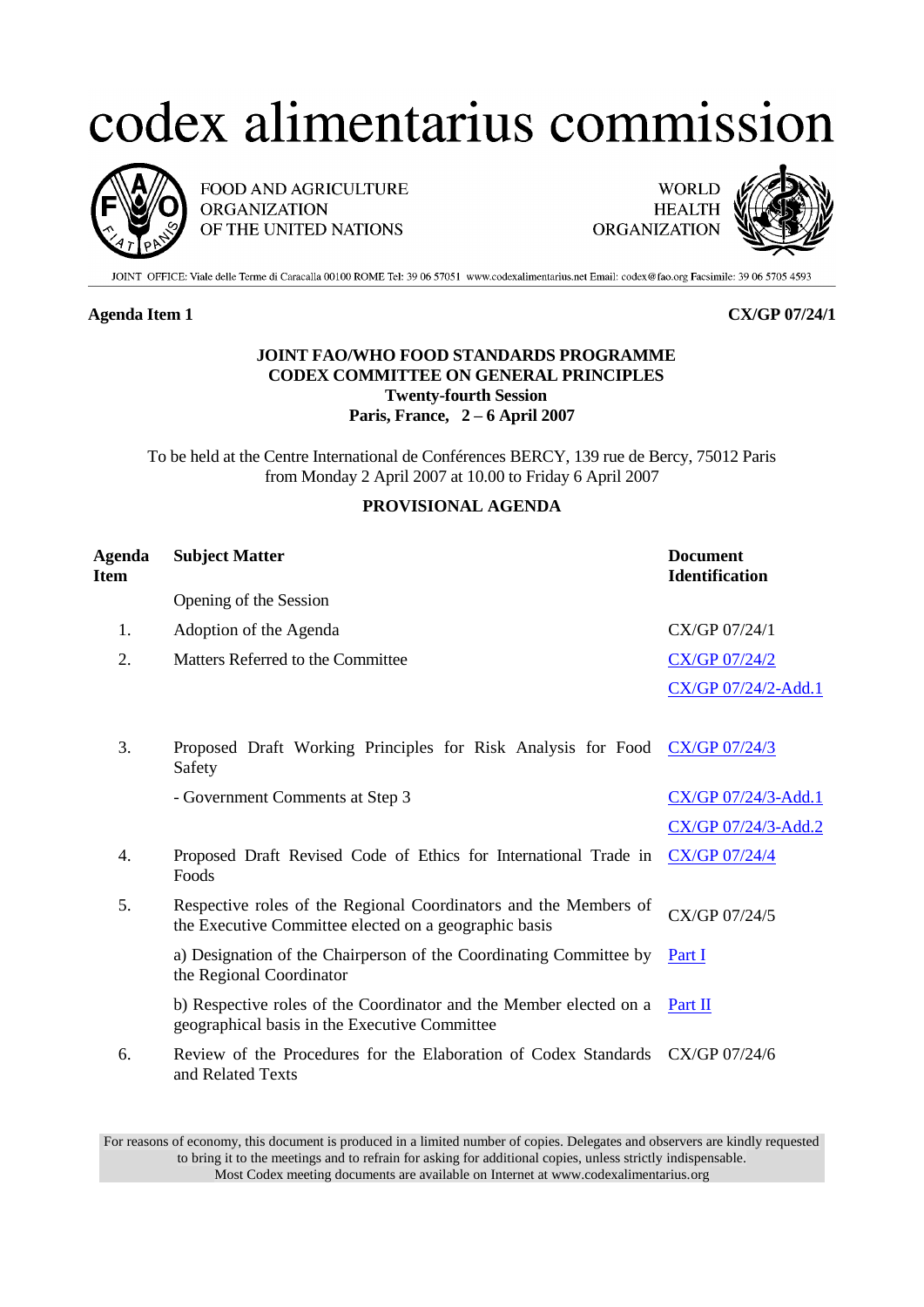# codex alimentarius commission

FOOD AND AGRICULTURE ORGANIZATION OF THE UNITED NATIONS

WORLD HEALTH ORGANIZATION

JOINT OFFICE: Viale delle Terme di Caracalla 00100 ROME Tel: 39 06 57051 www.codexalimentarius.net Email: codex@fao.org Facsimile: 39 06 5705 4593

**Agenda Item 1** **CX/GP 07/24/1**

**JOINT FAO/WHO FOOD STANDARDS PROGRAMME**
**CODEX COMMITTEE ON GENERAL PRINCIPLES**
**Twenty-fourth Session**
**Paris, France, 2 – 6 April 2007**

To be held at the Centre International de Conférences BERCY, 139 rue de Bercy, 75012 Paris from Monday 2 April 2007 at 10.00 to Friday 6 April 2007

**PROVISIONAL AGENDA**

| Agenda Item | Subject Matter | Document Identification |
|---|---|---|
| | Opening of the Session | |
| 1. | Adoption of the Agenda | CX/GP 07/24/1 |
| 2. | Matters Referred to the Committee | CX/GP 07/24/2 |
| | | CX/GP 07/24/2-Add.1 |
| 3. | Proposed Draft Working Principles for Risk Analysis for Food Safety | CX/GP 07/24/3 |
| | - Government Comments at Step 3 | CX/GP 07/24/3-Add.1 |
| | | CX/GP 07/24/3-Add.2 |
| 4. | Proposed Draft Revised Code of Ethics for International Trade in Foods | CX/GP 07/24/4 |
| 5. | Respective roles of the Regional Coordinators and the Members of the Executive Committee elected on a geographic basis | CX/GP 07/24/5 |
| | a) Designation of the Chairperson of the Coordinating Committee by the Regional Coordinator | Part I |
| | b) Respective roles of the Coordinator and the Member elected on a geographical basis in the Executive Committee | Part II |
| 6. | Review of the Procedures for the Elaboration of Codex Standards and Related Texts | CX/GP 07/24/6 |

For reasons of economy, this document is produced in a limited number of copies. Delegates and observers are kindly requested to bring it to the meetings and to refrain for asking for additional copies, unless strictly indispensable. Most Codex meeting documents are available on Internet at www.codexalimentarius.org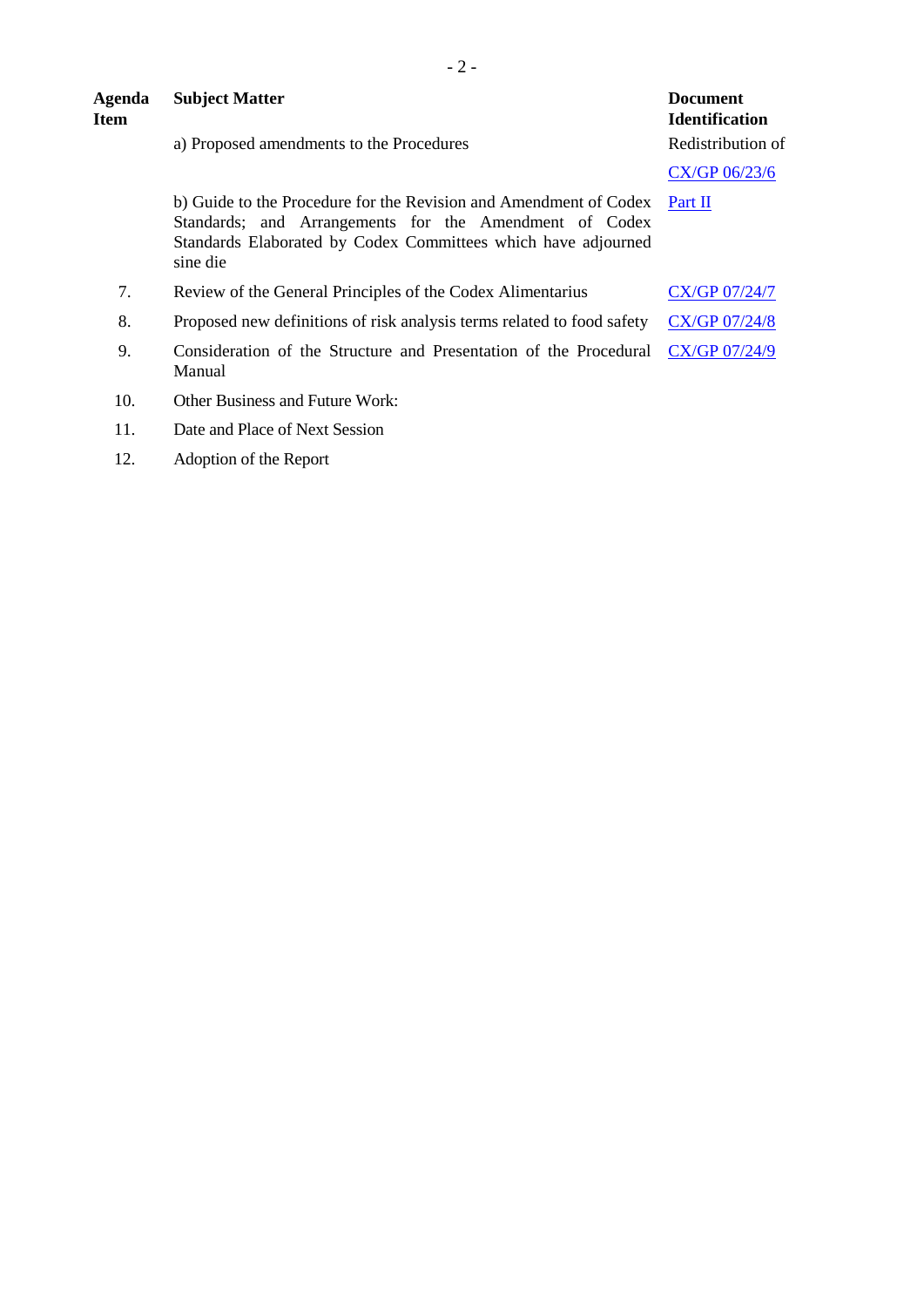| Agenda Item | Subject Matter | Document Identification |
|---|---|---|
| | a) Proposed amendments to the Procedures | Redistribution of CX/GP 06/23/6 |
| | b) Guide to the Procedure for the Revision and Amendment of Codex Standards; and Arrangements for the Amendment of Codex Standards Elaborated by Codex Committees which have adjourned sine die | Part II |
| 7. | Review of the General Principles of the Codex Alimentarius | CX/GP 07/24/7 |
| 8. | Proposed new definitions of risk analysis terms related to food safety | CX/GP 07/24/8 |
| 9. | Consideration of the Structure and Presentation of the Procedural Manual | CX/GP 07/24/9 |
| 10. | Other Business and Future Work: | |
| 11. | Date and Place of Next Session | |
| 12. | Adoption of the Report | |